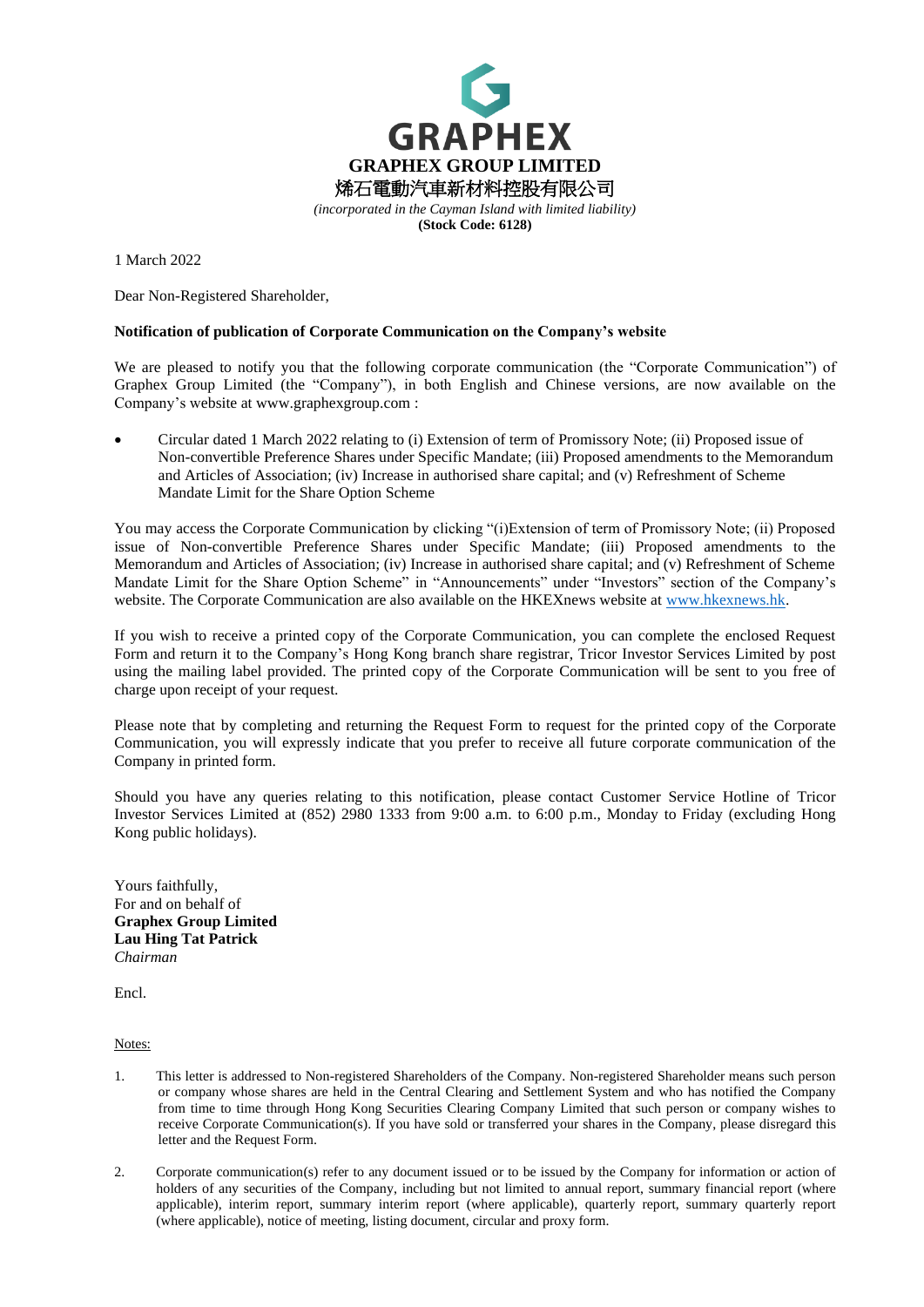**GRAPHEX**

**GRAPHEX GROUP LIMITED**

烯石電動汽車新材料控股有限公司

*(incorporated in the Cayman Island with limited liability)*

**(Stock Code: 6128)**

1 March 2022

Dear Non-Registered Shareholder,

**Notification of publication of Corporate Communication on the Company's website**

We are pleased to notify you that the following corporate communication (the "Corporate Communication") of Graphex Group Limited (the "Company"), in both English and Chinese versions, are now available on the Company's website at www.graphexgroup.com :

- Circular dated 1 March 2022 relating to (i) Extension of term of Promissory Note; (ii) Proposed issue of Non-convertible Preference Shares under Specific Mandate; (iii) Proposed amendments to the Memorandum and Articles of Association; (iv) Increase in authorised share capital; and (v) Refreshment of Scheme Mandate Limit for the Share Option Scheme

You may access the Corporate Communication by clicking "(i)Extension of term of Promissory Note; (ii) Proposed issue of Non-convertible Preference Shares under Specific Mandate; (iii) Proposed amendments to the Memorandum and Articles of Association; (iv) Increase in authorised share capital; and (v) Refreshment of Scheme Mandate Limit for the Share Option Scheme" in "Announcements" under "Investors" section of the Company's website. The Corporate Communication are also available on the HKEXnews website at www.hkexnews.hk.

If you wish to receive a printed copy of the Corporate Communication, you can complete the enclosed Request Form and return it to the Company's Hong Kong branch share registrar, Tricor Investor Services Limited by post using the mailing label provided. The printed copy of the Corporate Communication will be sent to you free of charge upon receipt of your request.

Please note that by completing and returning the Request Form to request for the printed copy of the Corporate Communication, you will expressly indicate that you prefer to receive all future corporate communication of the Company in printed form.

Should you have any queries relating to this notification, please contact Customer Service Hotline of Tricor Investor Services Limited at (852) 2980 1333 from 9:00 a.m. to 6:00 p.m., Monday to Friday (excluding Hong Kong public holidays).

Yours faithfully,
For and on behalf of
**Graphex Group Limited**
**Lau Hing Tat Patrick**
*Chairman*

Encl.

Notes:

1. This letter is addressed to Non-registered Shareholders of the Company. Non-registered Shareholder means such person or company whose shares are held in the Central Clearing and Settlement System and who has notified the Company from time to time through Hong Kong Securities Clearing Company Limited that such person or company wishes to receive Corporate Communication(s). If you have sold or transferred your shares in the Company, please disregard this letter and the Request Form.

2. Corporate communication(s) refer to any document issued or to be issued by the Company for information or action of holders of any securities of the Company, including but not limited to annual report, summary financial report (where applicable), interim report, summary interim report (where applicable), quarterly report, summary quarterly report (where applicable), notice of meeting, listing document, circular and proxy form.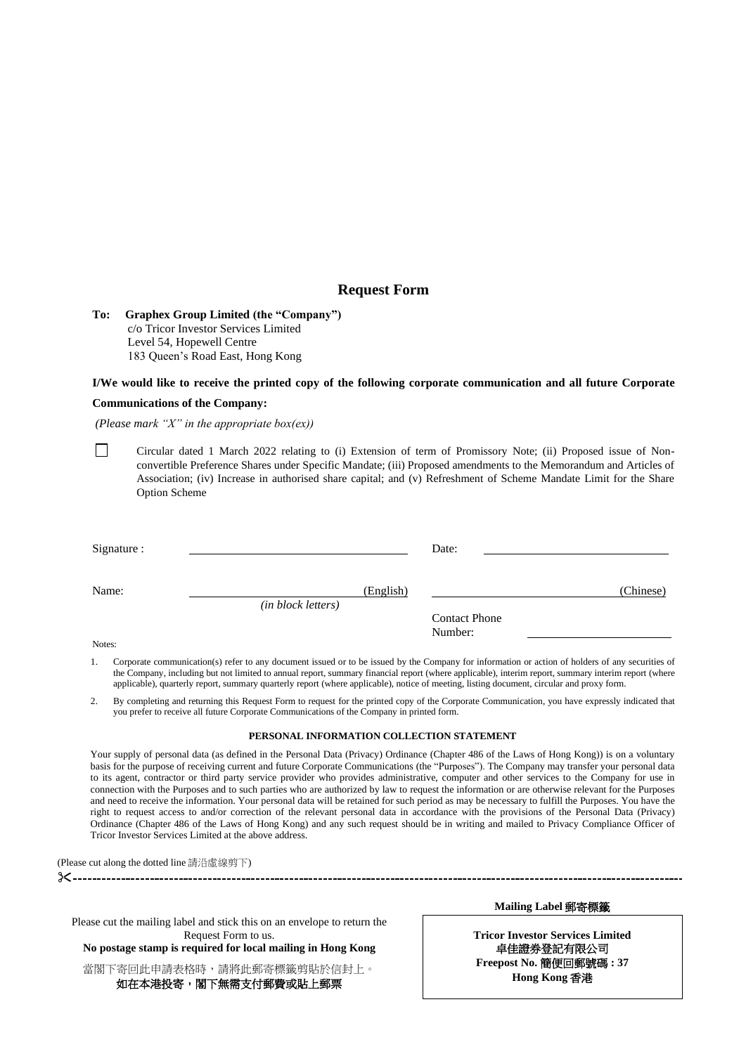# Request Form

**To: Graphex Group Limited (the "Company")**
c/o Tricor Investor Services Limited
Level 54, Hopewell Centre
183 Queen's Road East, Hong Kong

**I/We would like to receive the printed copy of the following corporate communication and all future Corporate Communications of the Company:**

*(Please mark "X" in the appropriate box(ex))*

☐ Circular dated 1 March 2022 relating to (i) Extension of term of Promissory Note; (ii) Proposed issue of Non-convertible Preference Shares under Specific Mandate; (iii) Proposed amendments to the Memorandum and Articles of Association; (iv) Increase in authorised share capital; and (v) Refreshment of Scheme Mandate Limit for the Share Option Scheme

Signature : ______________________ Date: ______________________

Name: ______________________ (English) ______________________ (Chinese)
*(in block letters)*

Contact Phone Number: ______________________

Notes:

1. Corporate communication(s) refer to any document issued or to be issued by the Company for information or action of holders of any securities of the Company, including but not limited to annual report, summary financial report (where applicable), interim report, summary interim report (where applicable), quarterly report, summary quarterly report (where applicable), notice of meeting, listing document, circular and proxy form.
2. By completing and returning this Request Form to request for the printed copy of the Corporate Communication, you have expressly indicated that you prefer to receive all future Corporate Communications of the Company in printed form.

**PERSONAL INFORMATION COLLECTION STATEMENT**

Your supply of personal data (as defined in the Personal Data (Privacy) Ordinance (Chapter 486 of the Laws of Hong Kong)) is on a voluntary basis for the purpose of receiving current and future Corporate Communications (the "Purposes"). The Company may transfer your personal data to its agent, contractor or third party service provider who provides administrative, computer and other services to the Company for use in connection with the Purposes and to such parties who are authorized by law to request the information or are otherwise relevant for the Purposes and need to receive the information. Your personal data will be retained for such period as may be necessary to fulfill the Purposes. You have the right to request access to and/or correction of the relevant personal data in accordance with the provisions of the Personal Data (Privacy) Ordinance (Chapter 486 of the Laws of Hong Kong) and any such request should be in writing and mailed to Privacy Compliance Officer of Tricor Investor Services Limited at the above address.

(Please cut along the dotted line 請沿虛線剪下)

✂--------------------------------------------------------------------------------

Please cut the mailing label and stick this on an envelope to return the Request Form to us.
**No postage stamp is required for local mailing in Hong Kong**

當閣下寄回此申請表格時，請將此郵寄標籤剪貼於信封上。
**如在本港投寄，閣下無需支付郵費或貼上郵票**

**Mailing Label 郵寄標籤**

**Tricor Investor Services Limited**
**卓佳證券登記有限公司**
**Freepost No. 簡便回郵號碼 : 37**
**Hong Kong 香港**